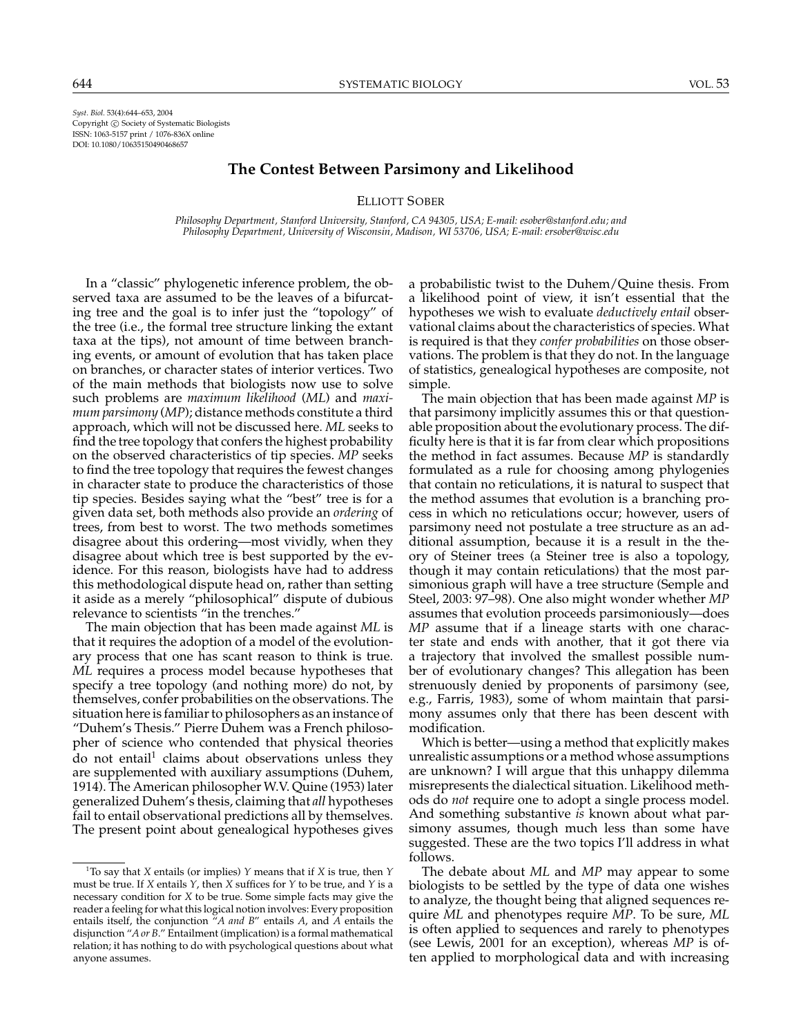Syst. Biol. 53(4):644–653, 2004
Copyright © Society of Systematic Biologists
ISSN: 1063-5157 print / 1076-836X online
DOI: 10.1080/10635150490468657

# The Contest Between Parsimony and Likelihood

ELLIOTT SOBER

*Philosophy Department, Stanford University, Stanford, CA 94305, USA; E-mail: esober@stanford.edu; and Philosophy Department, University of Wisconsin, Madison, WI 53706, USA; E-mail: ersober@wisc.edu*

In a "classic" phylogenetic inference problem, the observed taxa are assumed to be the leaves of a bifurcating tree and the goal is to infer just the "topology" of the tree (i.e., the formal tree structure linking the extant taxa at the tips), not amount of time between branching events, or amount of evolution that has taken place on branches, or character states of interior vertices. Two of the main methods that biologists now use to solve such problems are *maximum likelihood* (*ML*) and *maximum parsimony* (*MP*); distance methods constitute a third approach, which will not be discussed here. *ML* seeks to find the tree topology that confers the highest probability on the observed characteristics of tip species. *MP* seeks to find the tree topology that requires the fewest changes in character state to produce the characteristics of those tip species. Besides saying what the "best" tree is for a given data set, both methods also provide an *ordering* of trees, from best to worst. The two methods sometimes disagree about this ordering—most vividly, when they disagree about which tree is best supported by the evidence. For this reason, biologists have had to address this methodological dispute head on, rather than setting it aside as a merely "philosophical" dispute of dubious relevance to scientists "in the trenches."

The main objection that has been made against *ML* is that it requires the adoption of a model of the evolutionary process that one has scant reason to think is true. *ML* requires a process model because hypotheses that specify a tree topology (and nothing more) do not, by themselves, confer probabilities on the observations. The situation here is familiar to philosophers as an instance of "Duhem's Thesis." Pierre Duhem was a French philosopher of science who contended that physical theories do not entail[1] claims about observations unless they are supplemented with auxiliary assumptions (Duhem, 1914). The American philosopher W.V. Quine (1953) later generalized Duhem's thesis, claiming that *all* hypotheses fail to entail observational predictions all by themselves. The present point about genealogical hypotheses gives a probabilistic twist to the Duhem/Quine thesis. From a likelihood point of view, it isn't essential that the hypotheses we wish to evaluate *deductively entail* observational claims about the characteristics of species. What is required is that they *confer probabilities* on those observations. The problem is that they do not. In the language of statistics, genealogical hypotheses are composite, not simple.

The main objection that has been made against *MP* is that parsimony implicitly assumes this or that questionable proposition about the evolutionary process. The difficulty here is that it is far from clear which propositions the method in fact assumes. Because *MP* is standardly formulated as a rule for choosing among phylogenies that contain no reticulations, it is natural to suspect that the method assumes that evolution is a branching process in which no reticulations occur; however, users of parsimony need not postulate a tree structure as an additional assumption, because it is a result in the theory of Steiner trees (a Steiner tree is also a topology, though it may contain reticulations) that the most parsimonious graph will have a tree structure (Semple and Steel, 2003: 97–98). One also might wonder whether *MP* assumes that evolution proceeds parsimoniously—does *MP* assume that if a lineage starts with one character state and ends with another, that it got there via a trajectory that involved the smallest possible number of evolutionary changes? This allegation has been strenuously denied by proponents of parsimony (see, e.g., Farris, 1983), some of whom maintain that parsimony assumes only that there has been descent with modification.

Which is better—using a method that explicitly makes unrealistic assumptions or a method whose assumptions are unknown? I will argue that this unhappy dilemma misrepresents the dialectical situation. Likelihood methods do *not* require one to adopt a single process model. And something substantive *is* known about what parsimony assumes, though much less than some have suggested. These are the two topics I'll address in what follows.

The debate about *ML* and *MP* may appear to some biologists to be settled by the type of data one wishes to analyze, the thought being that aligned sequences require *ML* and phenotypes require *MP*. To be sure, *ML* is often applied to sequences and rarely to phenotypes (see Lewis, 2001 for an exception), whereas *MP* is often applied to morphological data and with increasing

[1] To say that *X* entails (or implies) *Y* means that if *X* is true, then *Y* must be true. If *X* entails *Y*, then *X* suffices for *Y* to be true, and *Y* is a necessary condition for *X* to be true. Some simple facts may give the reader a feeling for what this logical notion involves: Every proposition entails itself, the conjunction "*A and B*" entails *A*, and *A* entails the disjunction "*A or B*." Entailment (implication) is a formal mathematical relation; it has nothing to do with psychological questions about what anyone assumes.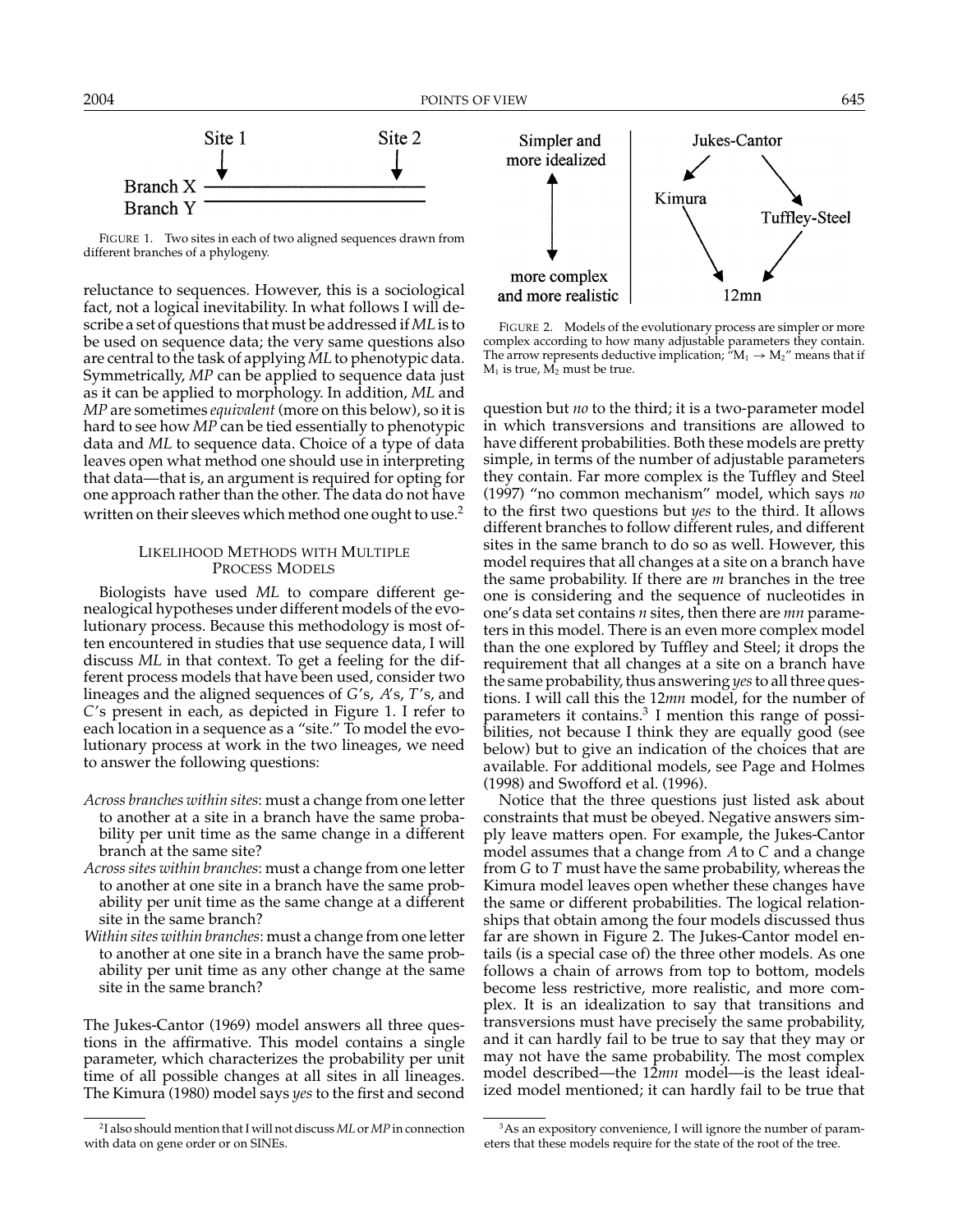Site 1

Site 2

Branch X

Branch Y

FIGURE 1. Two sites in each of two aligned sequences drawn from different branches of a phylogeny.

reluctance to sequences. However, this is a sociological fact, not a logical inevitability. In what follows I will describe a set of questions that must be addressed if *ML* is to be used on sequence data; the very same questions also are central to the task of applying *ML* to phenotypic data. Symmetrically, *MP* can be applied to sequence data just as it can be applied to morphology. In addition, *ML* and *MP* are sometimes *equivalent* (more on this below), so it is hard to see how *MP* can be tied essentially to phenotypic data and *ML* to sequence data. Choice of a type of data leaves open what method one should use in interpreting that data—that is, an argument is required for opting for one approach rather than the other. The data do not have written on their sleeves which method one ought to use.[2]

## Likelihood Methods with Multiple Process Models

Biologists have used *ML* to compare different genealogical hypotheses under different models of the evolutionary process. Because this methodology is most often encountered in studies that use sequence data, I will discuss *ML* in that context. To get a feeling for the different process models that have been used, consider two lineages and the aligned sequences of *G*'s, *A*'s, *T*'s, and *C*'s present in each, as depicted in Figure 1. I refer to each location in a sequence as a "site." To model the evolutionary process at work in the two lineages, we need to answer the following questions:

*Across branches within sites*: must a change from one letter to another at a site in a branch have the same probability per unit time as the same change in a different branch at the same site?

*Across sites within branches*: must a change from one letter to another at one site in a branch have the same probability per unit time as the same change at a different site in the same branch?

*Within sites within branches*: must a change from one letter to another at one site in a branch have the same probability per unit time as any other change at the same site in the same branch?

The Jukes-Cantor (1969) model answers all three questions in the affirmative. This model contains a single parameter, which characterizes the probability per unit time of all possible changes at all sites in all lineages. The Kimura (1980) model says *yes* to the first and second

Simpler and more idealized

more complex and more realistic

Jukes-Cantor

Kimura

Tuffley-Steel

12mn

FIGURE 2. Models of the evolutionary process are simpler or more complex according to how many adjustable parameters they contain. The arrow represents deductive implication; "$M_1 \rightarrow M_2$" means that if $M_1$ is true, $M_2$ must be true.

question but *no* to the third; it is a two-parameter model in which transversions and transitions are allowed to have different probabilities. Both these models are pretty simple, in terms of the number of adjustable parameters they contain. Far more complex is the Tuffley and Steel (1997) "no common mechanism" model, which says *no* to the first two questions but *yes* to the third. It allows different branches to follow different rules, and different sites in the same branch to do so as well. However, this model requires that all changes at a site on a branch have the same probability. If there are $m$ branches in the tree one is considering and the sequence of nucleotides in one's data set contains $n$ sites, then there are $mn$ parameters in this model. There is an even more complex model than the one explored by Tuffley and Steel; it drops the requirement that all changes at a site on a branch have the same probability, thus answering *yes* to all three questions. I will call this the $12mn$ model, for the number of parameters it contains.[3] I mention this range of possibilities, not because I think they are equally good (see below) but to give an indication of the choices that are available. For additional models, see Page and Holmes (1998) and Swofford et al. (1996).

Notice that the three questions just listed ask about constraints that must be obeyed. Negative answers simply leave matters open. For example, the Jukes-Cantor model assumes that a change from *A* to *C* and a change from *G* to *T* must have the same probability, whereas the Kimura model leaves open whether these changes have the same or different probabilities. The logical relationships that obtain among the four models discussed thus far are shown in Figure 2. The Jukes-Cantor model entails (is a special case of) the three other models. As one follows a chain of arrows from top to bottom, models become less restrictive, more realistic, and more complex. It is an idealization to say that transitions and transversions must have precisely the same probability, and it can hardly fail to be true to say that they may or may not have the same probability. The most complex model described—the $12mn$ model—is the least idealized model mentioned; it can hardly fail to be true that

[2] I also should mention that I will not discuss *ML* or *MP* in connection with data on gene order or on SINEs.

[3] As an expository convenience, I will ignore the number of parameters that these models require for the state of the root of the tree.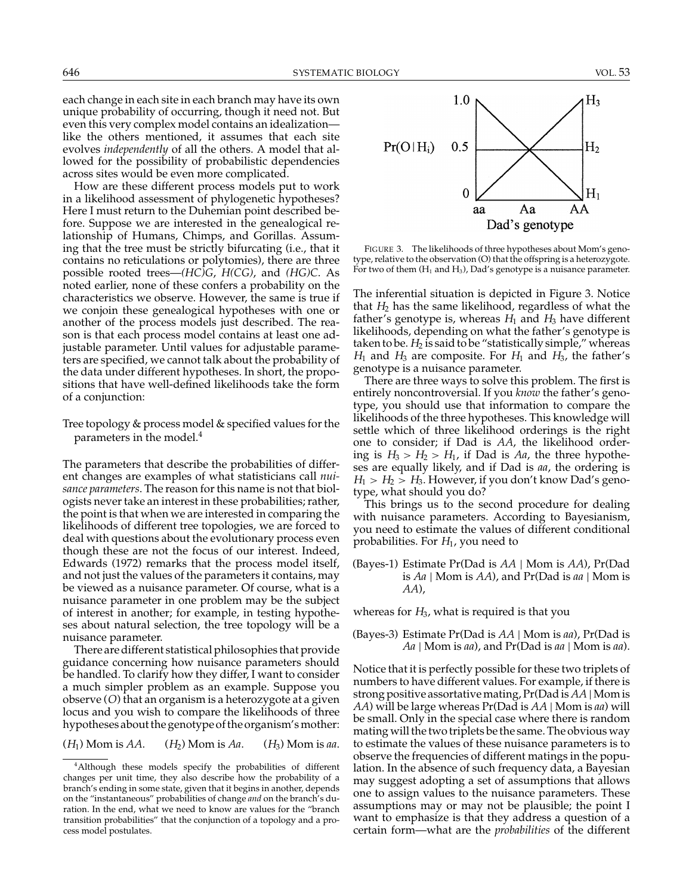each change in each site in each branch may have its own unique probability of occurring, though it need not. But even this very complex model contains an idealization—like the others mentioned, it assumes that each site evolves *independently* of all the others. A model that allowed for the possibility of probabilistic dependencies across sites would be even more complicated.

How are these different process models put to work in a likelihood assessment of phylogenetic hypotheses? Here I must return to the Duhemian point described before. Suppose we are interested in the genealogical relationship of Humans, Chimps, and Gorillas. Assuming that the tree must be strictly bifurcating (i.e., that it contains no reticulations or polytomies), there are three possible rooted trees—*(HC)G*, *H(CG)*, and *(HG)C*. As noted earlier, none of these confers a probability on the characteristics we observe. However, the same is true if we conjoin these genealogical hypotheses with one or another of the process models just described. The reason is that each process model contains at least one adjustable parameter. Until values for adjustable parameters are specified, we cannot talk about the probability of the data under different hypotheses. In short, the propositions that have well-defined likelihoods take the form of a conjunction:

Tree topology & process model & specified values for the parameters in the model.[4]

The parameters that describe the probabilities of different changes are examples of what statisticians call *nuisance parameters*. The reason for this name is not that biologists never take an interest in these probabilities; rather, the point is that when we are interested in comparing the likelihoods of different tree topologies, we are forced to deal with questions about the evolutionary process even though these are not the focus of our interest. Indeed, Edwards (1972) remarks that the process model itself, and not just the values of the parameters it contains, may be viewed as a nuisance parameter. Of course, what is a nuisance parameter in one problem may be the subject of interest in another; for example, in testing hypotheses about natural selection, the tree topology will be a nuisance parameter.

There are different statistical philosophies that provide guidance concerning how nuisance parameters should be handled. To clarify how they differ, I want to consider a much simpler problem as an example. Suppose you observe ($O$) that an organism is a heterozygote at a given locus and you wish to compare the likelihoods of three hypotheses about the genotype of the organism's mother:

($H_1$) Mom is *AA*. ($H_2$) Mom is *Aa*. ($H_3$) Mom is *aa*.

1.0
0.5
0
$\Pr(O \mid H_i)$
H3
H2
H1
aa Aa AA
Dad's genotype

FIGURE 3. The likelihoods of three hypotheses about Mom's genotype, relative to the observation (O) that the offspring is a heterozygote. For two of them ($H_1$ and $H_3$), Dad's genotype is a nuisance parameter.

The inferential situation is depicted in Figure 3. Notice that $H_2$ has the same likelihood, regardless of what the father's genotype is, whereas $H_1$ and $H_3$ have different likelihoods, depending on what the father's genotype is taken to be. $H_2$ is said to be "statistically simple," whereas $H_1$ and $H_3$ are composite. For $H_1$ and $H_3$, the father's genotype is a nuisance parameter.

There are three ways to solve this problem. The first is entirely noncontroversial. If you *know* the father's genotype, you should use that information to compare the likelihoods of the three hypotheses. This knowledge will settle which of three likelihood orderings is the right one to consider; if Dad is *AA*, the likelihood ordering is $H_3 > H_2 > H_1$, if Dad is *Aa*, the three hypotheses are equally likely, and if Dad is *aa*, the ordering is $H_1 > H_2 > H_3$. However, if you don't know Dad's genotype, what should you do?

This brings us to the second procedure for dealing with nuisance parameters. According to Bayesianism, you need to estimate the values of different conditional probabilities. For $H_1$, you need to

(Bayes-1) Estimate Pr(Dad is *AA* | Mom is *AA*), Pr(Dad is *Aa* | Mom is *AA*), and Pr(Dad is *aa* | Mom is *AA*),

whereas for $H_3$, what is required is that you

(Bayes-3) Estimate Pr(Dad is *AA* | Mom is *aa*), Pr(Dad is *Aa* | Mom is *aa*), and Pr(Dad is *aa* | Mom is *aa*).

Notice that it is perfectly possible for these two triplets of numbers to have different values. For example, if there is strong positive assortative mating, Pr(Dad is *AA* | Mom is *AA*) will be large whereas Pr(Dad is *AA* | Mom is *aa*) will be small. Only in the special case where there is random mating will the two triplets be the same. The obvious way to estimate the values of these nuisance parameters is to observe the frequencies of different matings in the population. In the absence of such frequency data, a Bayesian may suggest adopting a set of assumptions that allows one to assign values to the nuisance parameters. These assumptions may or may not be plausible; the point I want to emphasize is that they address a question of a certain form—what are the *probabilities* of the different

[4] Although these models specify the probabilities of different changes per unit time, they also describe how the probability of a branch's ending in some state, given that it begins in another, depends on the "instantaneous" probabilities of change *and* on the branch's duration. In the end, what we need to know are values for the "branch transition probabilities" that the conjunction of a topology and a process model postulates.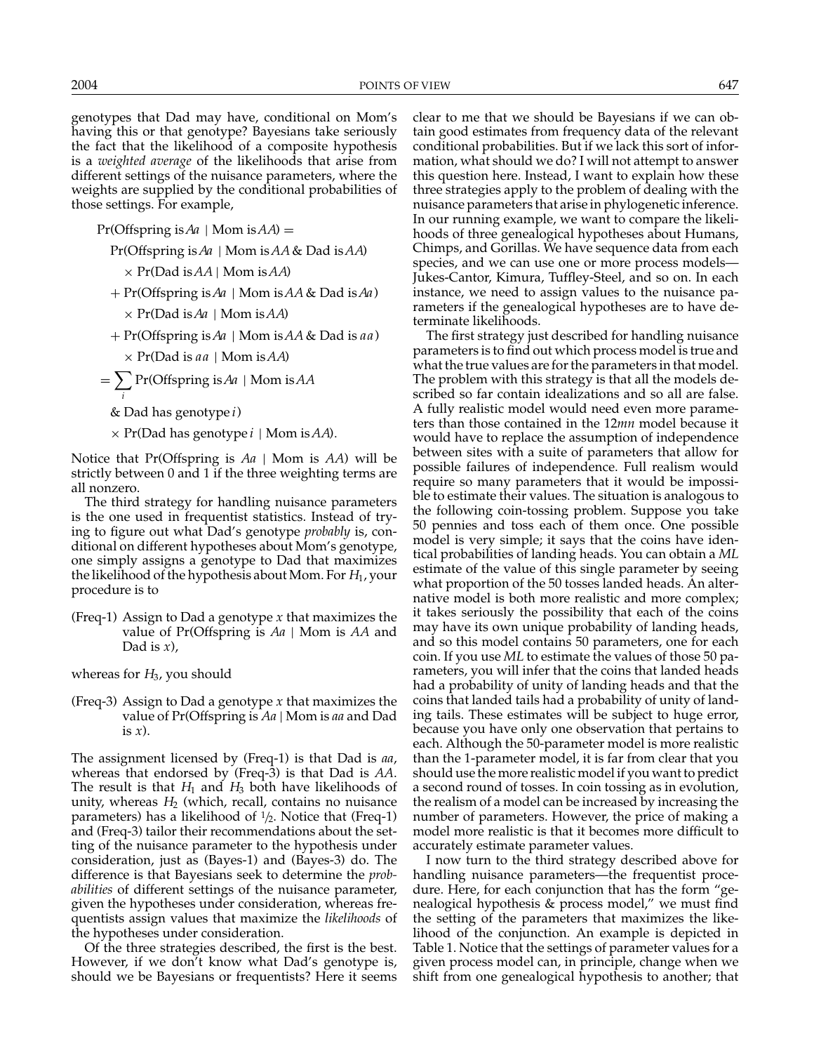genotypes that Dad may have, conditional on Mom's having this or that genotype? Bayesians take seriously the fact that the likelihood of a composite hypothesis is a *weighted average* of the likelihoods that arise from different settings of the nuisance parameters, where the weights are supplied by the conditional probabilities of those settings. For example,

$$
\begin{aligned}
&\Pr(\text{Offspring is } Aa \mid \text{Mom is } AA) = \\
&\quad \Pr(\text{Offspring is } Aa \mid \text{Mom is } AA \;\&\; \text{Dad is } AA) \\
&\qquad \times \Pr(\text{Dad is } AA \mid \text{Mom is } AA) \\
&\quad + \Pr(\text{Offspring is } Aa \mid \text{Mom is } AA \;\&\; \text{Dad is } Aa) \\
&\qquad \times \Pr(\text{Dad is } Aa \mid \text{Mom is } AA) \\
&\quad + \Pr(\text{Offspring is } Aa \mid \text{Mom is } AA \;\&\; \text{Dad is } aa) \\
&\qquad \times \Pr(\text{Dad is } aa \mid \text{Mom is } AA) \\
&= \sum_i \Pr(\text{Offspring is } Aa \mid \text{Mom is } AA \\
&\qquad \&\; \text{Dad has genotype } i) \\
&\qquad \times \Pr(\text{Dad has genotype } i \mid \text{Mom is } AA).
\end{aligned}
$$

Notice that Pr(Offspring is $Aa$ | Mom is $AA$) will be strictly between 0 and 1 if the three weighting terms are all nonzero.

The third strategy for handling nuisance parameters is the one used in frequentist statistics. Instead of trying to figure out what Dad's genotype *probably* is, conditional on different hypotheses about Mom's genotype, one simply assigns a genotype to Dad that maximizes the likelihood of the hypothesis about Mom. For $H_1$, your procedure is to

(Freq-1) Assign to Dad a genotype $x$ that maximizes the value of Pr(Offspring is $Aa$ | Mom is $AA$ and Dad is $x$),

whereas for $H_3$, you should

(Freq-3) Assign to Dad a genotype $x$ that maximizes the value of Pr(Offspring is $Aa$ | Mom is $aa$ and Dad is $x$).

The assignment licensed by (Freq-1) is that Dad is $aa$, whereas that endorsed by (Freq-3) is that Dad is $AA$. The result is that $H_1$ and $H_3$ both have likelihoods of unity, whereas $H_2$ (which, recall, contains no nuisance parameters) has a likelihood of $1/2$. Notice that (Freq-1) and (Freq-3) tailor their recommendations about the setting of the nuisance parameter to the hypothesis under consideration, just as (Bayes-1) and (Bayes-3) do. The difference is that Bayesians seek to determine the *probabilities* of different settings of the nuisance parameter, given the hypotheses under consideration, whereas frequentists assign values that maximize the *likelihoods* of the hypotheses under consideration.

Of the three strategies described, the first is the best. However, if we don't know what Dad's genotype is, should we be Bayesians or frequentists? Here it seems clear to me that we should be Bayesians if we can obtain good estimates from frequency data of the relevant conditional probabilities. But if we lack this sort of information, what should we do? I will not attempt to answer this question here. Instead, I want to explain how these three strategies apply to the problem of dealing with the nuisance parameters that arise in phylogenetic inference. In our running example, we want to compare the likelihoods of three genealogical hypotheses about Humans, Chimps, and Gorillas. We have sequence data from each species, and we can use one or more process models—Jukes-Cantor, Kimura, Tuffley-Steel, and so on. In each instance, we need to assign values to the nuisance parameters if the genealogical hypotheses are to have determinate likelihoods.

The first strategy just described for handling nuisance parameters is to find out which process model is true and what the true values are for the parameters in that model. The problem with this strategy is that all the models described so far contain idealizations and so all are false. A fully realistic model would need even more parameters than those contained in the 12*mn* model because it would have to replace the assumption of independence between sites with a suite of parameters that allow for possible failures of independence. Full realism would require so many parameters that it would be impossible to estimate their values. The situation is analogous to the following coin-tossing problem. Suppose you take 50 pennies and toss each of them once. One possible model is very simple; it says that the coins have identical probabilities of landing heads. You can obtain a *ML* estimate of the value of this single parameter by seeing what proportion of the 50 tosses landed heads. An alternative model is both more realistic and more complex; it takes seriously the possibility that each of the coins may have its own unique probability of landing heads, and so this model contains 50 parameters, one for each coin. If you use *ML* to estimate the values of those 50 parameters, you will infer that the coins that landed heads had a probability of unity of landing heads and that the coins that landed tails had a probability of unity of landing tails. These estimates will be subject to huge error, because you have only one observation that pertains to each. Although the 50-parameter model is more realistic than the 1-parameter model, it is far from clear that you should use the more realistic model if you want to predict a second round of tosses. In coin tossing as in evolution, the realism of a model can be increased by increasing the number of parameters. However, the price of making a model more realistic is that it becomes more difficult to accurately estimate parameter values.

I now turn to the third strategy described above for handling nuisance parameters—the frequentist procedure. Here, for each conjunction that has the form "genealogical hypothesis & process model," we must find the setting of the parameters that maximizes the likelihood of the conjunction. An example is depicted in Table 1. Notice that the settings of parameter values for a given process model can, in principle, change when we shift from one genealogical hypothesis to another; that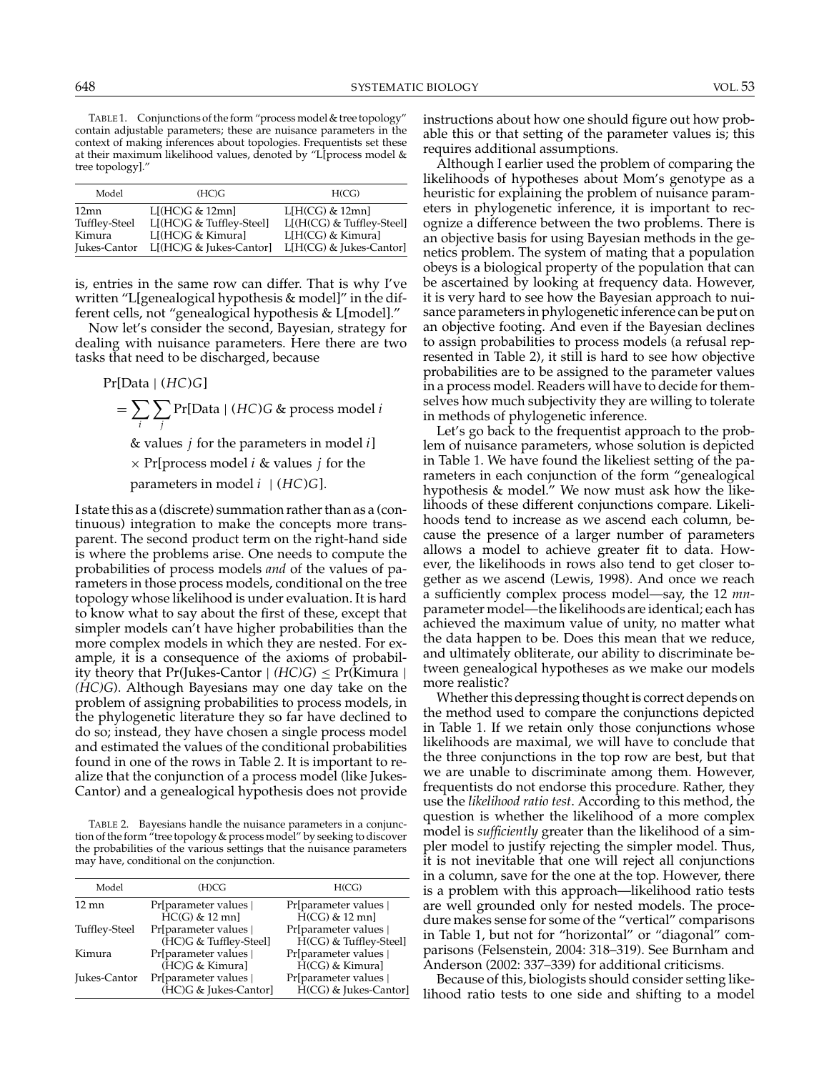TABLE 1. Conjunctions of the form "process model & tree topology" contain adjustable parameters; these are nuisance parameters in the context of making inferences about topologies. Frequentists set these at their maximum likelihood values, denoted by "L[process model & tree topology]."

| Model | (HC)G | H(CG) |
|---|---|---|
| 12mn | L[(HC)G & 12mn] | L[H(CG) & 12mn] |
| Tuffley-Steel | L[(HC)G & Tuffley-Steel] | L[(H(CG) & Tuffley-Steel] |
| Kimura | L[(HC)G & Kimura] | L[H(CG) & Kimura] |
| Jukes-Cantor | L[(HC)G & Jukes-Cantor] | L[H(CG) & Jukes-Cantor] |

is, entries in the same row can differ. That is why I've written "L[genealogical hypothesis & model]" in the different cells, not "genealogical hypothesis & L[model]."

Now let's consider the second, Bayesian, strategy for dealing with nuisance parameters. Here there are two tasks that need to be discharged, because

$$\begin{aligned}
&\Pr[\text{Data} \mid (HC)G] \\
&= \sum_i \sum_j \Pr[\text{Data} \mid (HC)G \;\&\; \text{process model } i \\
&\quad \& \text{ values } j \text{ for the parameters in model } i] \\
&\quad \times \Pr[\text{process model } i \;\&\; \text{values } j \text{ for the} \\
&\quad \text{parameters in model } i \mid (HC)G].
\end{aligned}$$

I state this as a (discrete) summation rather than as a (continuous) integration to make the concepts more transparent. The second product term on the right-hand side is where the problems arise. One needs to compute the probabilities of process models *and* of the values of parameters in those process models, conditional on the tree topology whose likelihood is under evaluation. It is hard to know what to say about the first of these, except that simpler models can't have higher probabilities than the more complex models in which they are nested. For example, it is a consequence of the axioms of probability theory that Pr(Jukes-Cantor | *(HC)G*) ≤ Pr(Kimura | *(HC)G*). Although Bayesians may one day take on the problem of assigning probabilities to process models, in the phylogenetic literature they so far have declined to do so; instead, they have chosen a single process model and estimated the values of the conditional probabilities found in one of the rows in Table 2. It is important to realize that the conjunction of a process model (like Jukes-Cantor) and a genealogical hypothesis does not provide instructions about how one should figure out how probable this or that setting of the parameter values is; this requires additional assumptions.

TABLE 2. Bayesians handle the nuisance parameters in a conjunction of the form "tree topology & process model" by seeking to discover the probabilities of the various settings that the nuisance parameters may have, conditional on the conjunction.

| Model | (H)CG | H(CG) |
|---|---|---|
| 12 mn | Pr[parameter values \| HC(G) & 12 mn] | Pr[parameter values \| H(CG) & 12 mn] |
| Tuffley-Steel | Pr[parameter values \| (HC)G & Tuffley-Steel] | Pr[parameter values \| H(CG) & Tuffley-Steel] |
| Kimura | Pr[parameter values \| (HC)G & Kimura] | Pr[parameter values \| H(CG) & Kimura] |
| Jukes-Cantor | Pr[parameter values \| (HC)G & Jukes-Cantor] | Pr[parameter values \| H(CG) & Jukes-Cantor] |

Although I earlier used the problem of comparing the likelihoods of hypotheses about Mom's genotype as a heuristic for explaining the problem of nuisance parameters in phylogenetic inference, it is important to recognize a difference between the two problems. There is an objective basis for using Bayesian methods in the genetics problem. The system of mating that a population obeys is a biological property of the population that can be ascertained by looking at frequency data. However, it is very hard to see how the Bayesian approach to nuisance parameters in phylogenetic inference can be put on an objective footing. And even if the Bayesian declines to assign probabilities to process models (a refusal represented in Table 2), it still is hard to see how objective probabilities are to be assigned to the parameter values in a process model. Readers will have to decide for themselves how much subjectivity they are willing to tolerate in methods of phylogenetic inference.

Let's go back to the frequentist approach to the problem of nuisance parameters, whose solution is depicted in Table 1. We have found the likeliest setting of the parameters in each conjunction of the form "genealogical hypothesis & model." We now must ask how the likelihoods of these different conjunctions compare. Likelihoods tend to increase as we ascend each column, because the presence of a larger number of parameters allows a model to achieve greater fit to data. However, the likelihoods in rows also tend to get closer together as we ascend (Lewis, 1998). And once we reach a sufficiently complex process model—say, the 12 *mn*-parameter model—the likelihoods are identical; each has achieved the maximum value of unity, no matter what the data happen to be. Does this mean that we reduce, and ultimately obliterate, our ability to discriminate between genealogical hypotheses as we make our models more realistic?

Whether this depressing thought is correct depends on the method used to compare the conjunctions depicted in Table 1. If we retain only those conjunctions whose likelihoods are maximal, we will have to conclude that the three conjunctions in the top row are best, but that we are unable to discriminate among them. However, frequentists do not endorse this procedure. Rather, they use the *likelihood ratio test*. According to this method, the question is whether the likelihood of a more complex model is *sufficiently* greater than the likelihood of a simpler model to justify rejecting the simpler model. Thus, it is not inevitable that one will reject all conjunctions in a column, save for the one at the top. However, there is a problem with this approach—likelihood ratio tests are well grounded only for nested models. The procedure makes sense for some of the "vertical" comparisons in Table 1, but not for "horizontal" or "diagonal" comparisons (Felsenstein, 2004: 318–319). See Burnham and Anderson (2002: 337–339) for additional criticisms.

Because of this, biologists should consider setting likelihood ratio tests to one side and shifting to a model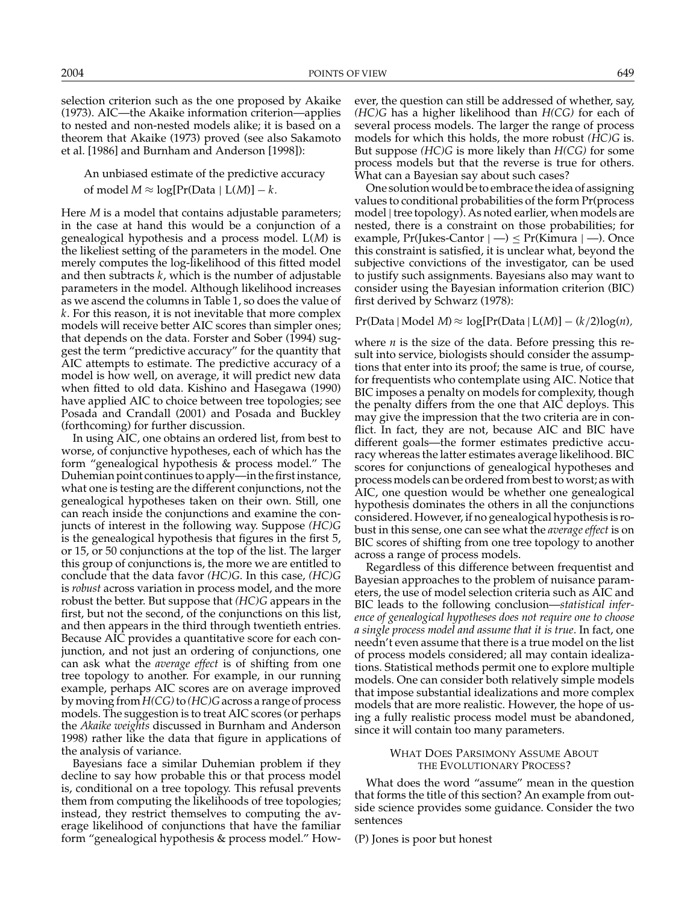selection criterion such as the one proposed by Akaike (1973). AIC—the Akaike information criterion—applies to nested and non-nested models alike; it is based on a theorem that Akaike (1973) proved (see also Sakamoto et al. [1986] and Burnham and Anderson [1998]):

> An unbiased estimate of the predictive accuracy of model $M \approx \log[\Pr(\text{Data} \mid L(M)] - k$.

Here $M$ is a model that contains adjustable parameters; in the case at hand this would be a conjunction of a genealogical hypothesis and a process model. $L(M)$ is the likeliest setting of the parameters in the model. One merely computes the log-likelihood of this fitted model and then subtracts $k$, which is the number of adjustable parameters in the model. Although likelihood increases as we ascend the columns in Table 1, so does the value of $k$. For this reason, it is not inevitable that more complex models will receive better AIC scores than simpler ones; that depends on the data. Forster and Sober (1994) suggest the term "predictive accuracy" for the quantity that AIC attempts to estimate. The predictive accuracy of a model is how well, on average, it will predict new data when fitted to old data. Kishino and Hasegawa (1990) have applied AIC to choice between tree topologies; see Posada and Crandall (2001) and Posada and Buckley (forthcoming) for further discussion.

In using AIC, one obtains an ordered list, from best to worse, of conjunctive hypotheses, each of which has the form "genealogical hypothesis & process model." The Duhemian point continues to apply—in the first instance, what one is testing are the different conjunctions, not the genealogical hypotheses taken on their own. Still, one can reach inside the conjunctions and examine the conjuncts of interest in the following way. Suppose *(HC)G* is the genealogical hypothesis that figures in the first 5, or 15, or 50 conjunctions at the top of the list. The larger this group of conjunctions is, the more we are entitled to conclude that the data favor *(HC)G*. In this case, *(HC)G* is *robust* across variation in process model, and the more robust the better. But suppose that *(HC)G* appears in the first, but not the second, of the conjunctions on this list, and then appears in the third through twentieth entries. Because AIC provides a quantitative score for each conjunction, and not just an ordering of conjunctions, one can ask what the *average effect* is of shifting from one tree topology to another. For example, in our running example, perhaps AIC scores are on average improved by moving from *H(CG)* to *(HC)G* across a range of process models. The suggestion is to treat AIC scores (or perhaps the *Akaike weights* discussed in Burnham and Anderson 1998) rather like the data that figure in applications of the analysis of variance.

Bayesians face a similar Duhemian problem if they decline to say how probable this or that process model is, conditional on a tree topology. This refusal prevents them from computing the likelihoods of tree topologies; instead, they restrict themselves to computing the average likelihood of conjunctions that have the familiar form "genealogical hypothesis & process model." However, the question can still be addressed of whether, say, *(HC)G* has a higher likelihood than *H(CG)* for each of several process models. The larger the range of process models for which this holds, the more robust *(HC)G* is. But suppose *(HC)G* is more likely than *H(CG)* for some process models but that the reverse is true for others. What can a Bayesian say about such cases?

One solution would be to embrace the idea of assigning values to conditional probabilities of the form Pr(process model | tree topology). As noted earlier, when models are nested, there is a constraint on those probabilities; for example, Pr(Jukes-Cantor | —) ≤ Pr(Kimura | —). Once this constraint is satisfied, it is unclear what, beyond the subjective convictions of the investigator, can be used to justify such assignments. Bayesians also may want to consider using the Bayesian information criterion (BIC) first derived by Schwarz (1978):

$$\Pr(\text{Data} \mid \text{Model } M) \approx \log[\Pr(\text{Data} \mid L(M)] - (k/2)\log(n),$$

where $n$ is the size of the data. Before pressing this result into service, biologists should consider the assumptions that enter into its proof; the same is true, of course, for frequentists who contemplate using AIC. Notice that BIC imposes a penalty on models for complexity, though the penalty differs from the one that AIC deploys. This may give the impression that the two criteria are in conflict. In fact, they are not, because AIC and BIC have different goals—the former estimates predictive accuracy whereas the latter estimates average likelihood. BIC scores for conjunctions of genealogical hypotheses and process models can be ordered from best to worst; as with AIC, one question would be whether one genealogical hypothesis dominates the others in all the conjunctions considered. However, if no genealogical hypothesis is robust in this sense, one can see what the *average effect* is on BIC scores of shifting from one tree topology to another across a range of process models.

Regardless of this difference between frequentist and Bayesian approaches to the problem of nuisance parameters, the use of model selection criteria such as AIC and BIC leads to the following conclusion—*statistical inference of genealogical hypotheses does not require one to choose a single process model and assume that it is true*. In fact, one needn't even assume that there is a true model on the list of process models considered; all may contain idealizations. Statistical methods permit one to explore multiple models. One can consider both relatively simple models that impose substantial idealizations and more complex models that are more realistic. However, the hope of using a fully realistic process model must be abandoned, since it will contain too many parameters.

## What Does Parsimony Assume About the Evolutionary Process?

What does the word "assume" mean in the question that forms the title of this section? An example from outside science provides some guidance. Consider the two sentences

(P) Jones is poor but honest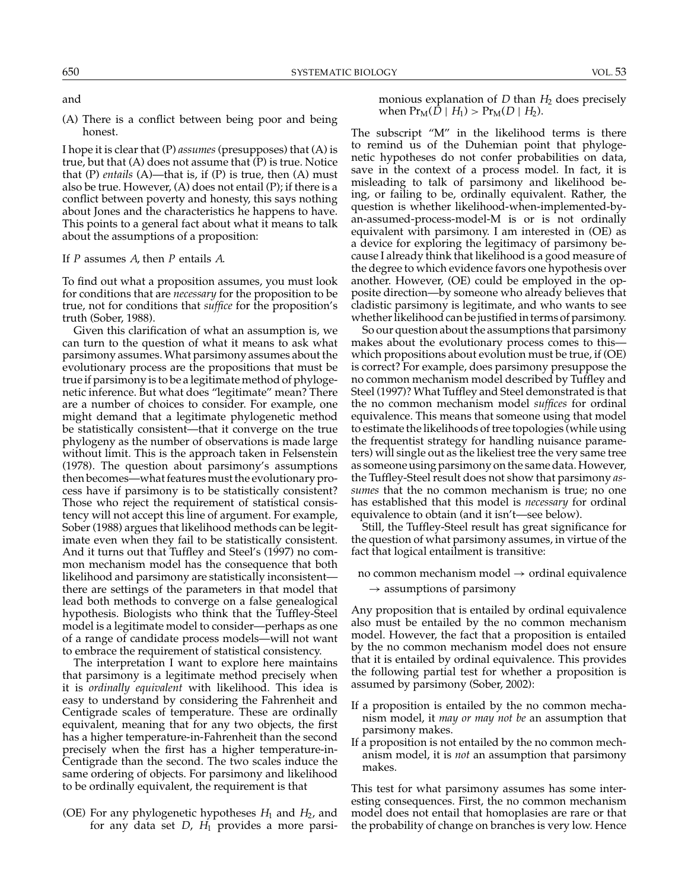and

(A) There is a conflict between being poor and being honest.

I hope it is clear that (P) *assumes* (presupposes) that (A) is true, but that (A) does not assume that (P) is true. Notice that (P) *entails* (A)—that is, if (P) is true, then (A) must also be true. However, (A) does not entail (P); if there is a conflict between poverty and honesty, this says nothing about Jones and the characteristics he happens to have. This points to a general fact about what it means to talk about the assumptions of a proposition:

If $P$ assumes $A$, then $P$ entails $A$.

To find out what a proposition assumes, you must look for conditions that are *necessary* for the proposition to be true, not for conditions that *suffice* for the proposition's truth (Sober, 1988).

Given this clarification of what an assumption is, we can turn to the question of what it means to ask what parsimony assumes. What parsimony assumes about the evolutionary process are the propositions that must be true if parsimony is to be a legitimate method of phylogenetic inference. But what does "legitimate" mean? There are a number of choices to consider. For example, one might demand that a legitimate phylogenetic method be statistically consistent—that it converge on the true phylogeny as the number of observations is made large without limit. This is the approach taken in Felsenstein (1978). The question about parsimony's assumptions then becomes—what features must the evolutionary process have if parsimony is to be statistically consistent? Those who reject the requirement of statistical consistency will not accept this line of argument. For example, Sober (1988) argues that likelihood methods can be legitimate even when they fail to be statistically consistent. And it turns out that Tuffley and Steel's (1997) no common mechanism model has the consequence that both likelihood and parsimony are statistically inconsistent—there are settings of the parameters in that model that lead both methods to converge on a false genealogical hypothesis. Biologists who think that the Tuffley-Steel model is a legitimate model to consider—perhaps as one of a range of candidate process models—will not want to embrace the requirement of statistical consistency.

The interpretation I want to explore here maintains that parsimony is a legitimate method precisely when it is *ordinally equivalent* with likelihood. This idea is easy to understand by considering the Fahrenheit and Centigrade scales of temperature. These are ordinally equivalent, meaning that for any two objects, the first has a higher temperature-in-Fahrenheit than the second precisely when the first has a higher temperature-in-Centigrade than the second. The two scales induce the same ordering of objects. For parsimony and likelihood to be ordinally equivalent, the requirement is that

(OE) For any phylogenetic hypotheses $H_1$ and $H_2$, and for any data set $D$, $H_1$ provides a more parsimonious explanation of $D$ than $H_2$ does precisely when $\Pr_M(D \mid H_1) > \Pr_M(D \mid H_2)$.

The subscript "M" in the likelihood terms is there to remind us of the Duhemian point that phylogenetic hypotheses do not confer probabilities on data, save in the context of a process model. In fact, it is misleading to talk of parsimony and likelihood being, or failing to be, ordinally equivalent. Rather, the question is whether likelihood-when-implemented-by-an-assumed-process-model-M is or is not ordinally equivalent with parsimony. I am interested in (OE) as a device for exploring the legitimacy of parsimony because I already think that likelihood is a good measure of the degree to which evidence favors one hypothesis over another. However, (OE) could be employed in the opposite direction—by someone who already believes that cladistic parsimony is legitimate, and who wants to see whether likelihood can be justified in terms of parsimony.

So our question about the assumptions that parsimony makes about the evolutionary process comes to this—which propositions about evolution must be true, if (OE) is correct? For example, does parsimony presuppose the no common mechanism model described by Tuffley and Steel (1997)? What Tuffley and Steel demonstrated is that the no common mechanism model *suffices* for ordinal equivalence. This means that someone using that model to estimate the likelihoods of tree topologies (while using the frequentist strategy for handling nuisance parameters) will single out as the likeliest tree the very same tree as someone using parsimony on the same data. However, the Tuffley-Steel result does not show that parsimony *assumes* that the no common mechanism is true; no one has established that this model is *necessary* for ordinal equivalence to obtain (and it isn't—see below).

Still, the Tuffley-Steel result has great significance for the question of what parsimony assumes, in virtue of the fact that logical entailment is transitive:

no common mechanism model → ordinal equivalence → assumptions of parsimony

Any proposition that is entailed by ordinal equivalence also must be entailed by the no common mechanism model. However, the fact that a proposition is entailed by the no common mechanism model does not ensure that it is entailed by ordinal equivalence. This provides the following partial test for whether a proposition is assumed by parsimony (Sober, 2002):

If a proposition is entailed by the no common mechanism model, it *may or may not be* an assumption that parsimony makes.
If a proposition is not entailed by the no common mechanism model, it is *not* an assumption that parsimony makes.

This test for what parsimony assumes has some interesting consequences. First, the no common mechanism model does not entail that homoplasies are rare or that the probability of change on branches is very low. Hence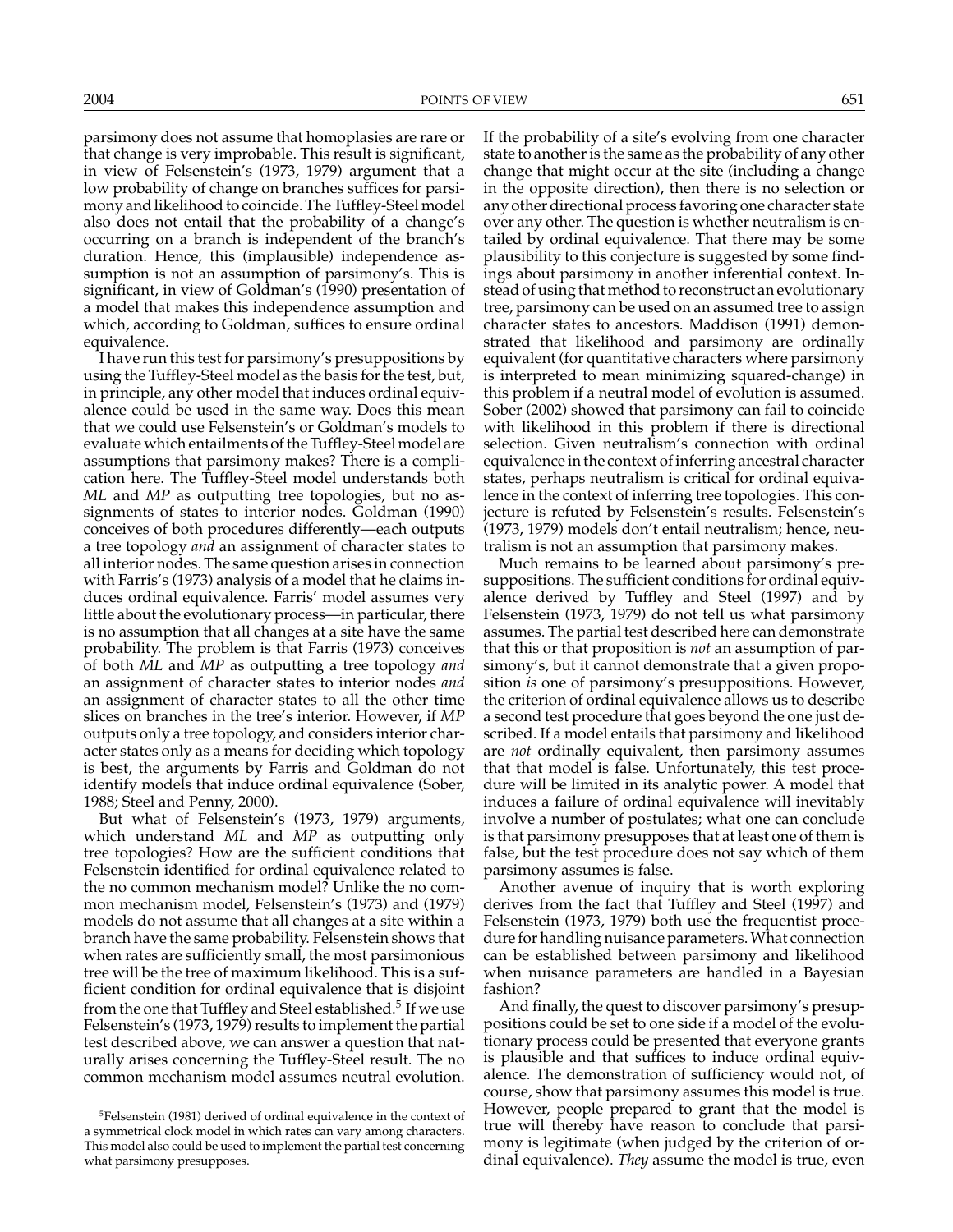parsimony does not assume that homoplasies are rare or that change is very improbable. This result is significant, in view of Felsenstein's (1973, 1979) argument that a low probability of change on branches suffices for parsimony and likelihood to coincide. The Tuffley-Steel model also does not entail that the probability of a change's occurring on a branch is independent of the branch's duration. Hence, this (implausible) independence assumption is not an assumption of parsimony's. This is significant, in view of Goldman's (1990) presentation of a model that makes this independence assumption and which, according to Goldman, suffices to ensure ordinal equivalence.

I have run this test for parsimony's presuppositions by using the Tuffley-Steel model as the basis for the test, but, in principle, any other model that induces ordinal equivalence could be used in the same way. Does this mean that we could use Felsenstein's or Goldman's models to evaluate which entailments of the Tuffley-Steel model are assumptions that parsimony makes? There is a complication here. The Tuffley-Steel model understands both *ML* and *MP* as outputting tree topologies, but no assignments of states to interior nodes. Goldman (1990) conceives of both procedures differently—each outputs a tree topology *and* an assignment of character states to all interior nodes. The same question arises in connection with Farris's (1973) analysis of a model that he claims induces ordinal equivalence. Farris' model assumes very little about the evolutionary process—in particular, there is no assumption that all changes at a site have the same probability. The problem is that Farris (1973) conceives of both *ML* and *MP* as outputting a tree topology *and* an assignment of character states to interior nodes *and* an assignment of character states to all the other time slices on branches in the tree's interior. However, if *MP* outputs only a tree topology, and considers interior character states only as a means for deciding which topology is best, the arguments by Farris and Goldman do not identify models that induce ordinal equivalence (Sober, 1988; Steel and Penny, 2000).

But what of Felsenstein's (1973, 1979) arguments, which understand *ML* and *MP* as outputting only tree topologies? How are the sufficient conditions that Felsenstein identified for ordinal equivalence related to the no common mechanism model? Unlike the no common mechanism model, Felsenstein's (1973) and (1979) models do not assume that all changes at a site within a branch have the same probability. Felsenstein shows that when rates are sufficiently small, the most parsimonious tree will be the tree of maximum likelihood. This is a sufficient condition for ordinal equivalence that is disjoint from the one that Tuffley and Steel established.[5] If we use Felsenstein's (1973, 1979) results to implement the partial test described above, we can answer a question that naturally arises concerning the Tuffley-Steel result. The no common mechanism model assumes neutral evolution. If the probability of a site's evolving from one character state to another is the same as the probability of any other change that might occur at the site (including a change in the opposite direction), then there is no selection or any other directional process favoring one character state over any other. The question is whether neutralism is entailed by ordinal equivalence. That there may be some plausibility to this conjecture is suggested by some findings about parsimony in another inferential context. Instead of using that method to reconstruct an evolutionary tree, parsimony can be used on an assumed tree to assign character states to ancestors. Maddison (1991) demonstrated that likelihood and parsimony are ordinally equivalent (for quantitative characters where parsimony is interpreted to mean minimizing squared-change) in this problem if a neutral model of evolution is assumed. Sober (2002) showed that parsimony can fail to coincide with likelihood in this problem if there is directional selection. Given neutralism's connection with ordinal equivalence in the context of inferring ancestral character states, perhaps neutralism is critical for ordinal equivalence in the context of inferring tree topologies. This conjecture is refuted by Felsenstein's results. Felsenstein's (1973, 1979) models don't entail neutralism; hence, neutralism is not an assumption that parsimony makes.

Much remains to be learned about parsimony's presuppositions. The sufficient conditions for ordinal equivalence derived by Tuffley and Steel (1997) and by Felsenstein (1973, 1979) do not tell us what parsimony assumes. The partial test described here can demonstrate that this or that proposition is *not* an assumption of parsimony's, but it cannot demonstrate that a given proposition *is* one of parsimony's presuppositions. However, the criterion of ordinal equivalence allows us to describe a second test procedure that goes beyond the one just described. If a model entails that parsimony and likelihood are *not* ordinally equivalent, then parsimony assumes that that model is false. Unfortunately, this test procedure will be limited in its analytic power. A model that induces a failure of ordinal equivalence will inevitably involve a number of postulates; what one can conclude is that parsimony presupposes that at least one of them is false, but the test procedure does not say which of them parsimony assumes is false.

Another avenue of inquiry that is worth exploring derives from the fact that Tuffley and Steel (1997) and Felsenstein (1973, 1979) both use the frequentist procedure for handling nuisance parameters. What connection can be established between parsimony and likelihood when nuisance parameters are handled in a Bayesian fashion?

And finally, the quest to discover parsimony's presuppositions could be set to one side if a model of the evolutionary process could be presented that everyone grants is plausible and that suffices to induce ordinal equivalence. The demonstration of sufficiency would not, of course, show that parsimony assumes this model is true. However, people prepared to grant that the model is true will thereby have reason to conclude that parsimony is legitimate (when judged by the criterion of ordinal equivalence). *They* assume the model is true, even

[5]Felsenstein (1981) derived of ordinal equivalence in the context of a symmetrical clock model in which rates can vary among characters. This model also could be used to implement the partial test concerning what parsimony presupposes.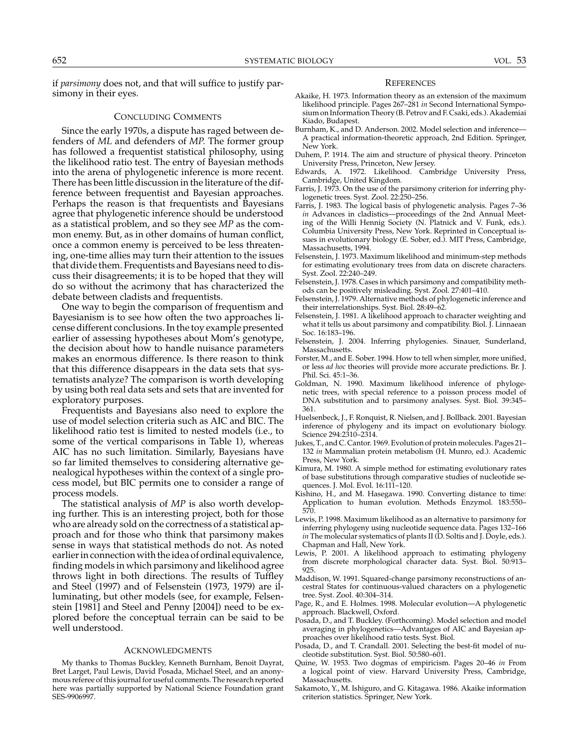if *parsimony* does not, and that will suffice to justify parsimony in their eyes.

## Concluding Comments

Since the early 1970s, a dispute has raged between defenders of *ML* and defenders of *MP.* The former group has followed a frequentist statistical philosophy, using the likelihood ratio test. The entry of Bayesian methods into the arena of phylogenetic inference is more recent. There has been little discussion in the literature of the difference between frequentist and Bayesian approaches. Perhaps the reason is that frequentists and Bayesians agree that phylogenetic inference should be understood as a statistical problem, and so they see *MP* as the common enemy. But, as in other domains of human conflict, once a common enemy is perceived to be less threatening, one-time allies may turn their attention to the issues that divide them. Frequentists and Bayesians need to discuss their disagreements; it is to be hoped that they will do so without the acrimony that has characterized the debate between cladists and frequentists.

One way to begin the comparison of frequentism and Bayesianism is to see how often the two approaches license different conclusions. In the toy example presented earlier of assessing hypotheses about Mom's genotype, the decision about how to handle nuisance parameters makes an enormous difference. Is there reason to think that this difference disappears in the data sets that systematists analyze? The comparison is worth developing by using both real data sets and sets that are invented for exploratory purposes.

Frequentists and Bayesians also need to explore the use of model selection criteria such as AIC and BIC. The likelihood ratio test is limited to nested models (i.e., to some of the vertical comparisons in Table 1), whereas AIC has no such limitation. Similarly, Bayesians have so far limited themselves to considering alternative genealogical hypotheses within the context of a single process model, but BIC permits one to consider a range of process models.

The statistical analysis of *MP* is also worth developing further. This is an interesting project, both for those who are already sold on the correctness of a statistical approach and for those who think that parsimony makes sense in ways that statistical methods do not. As noted earlier in connection with the idea of ordinal equivalence, finding models in which parsimony and likelihood agree throws light in both directions. The results of Tuffley and Steel (1997) and of Felsenstein (1973, 1979) are illuminating, but other models (see, for example, Felsenstein [1981] and Steel and Penny [2004]) need to be explored before the conceptual terrain can be said to be well understood.

## Acknowledgments

My thanks to Thomas Buckley, Kenneth Burnham, Benoit Dayrat, Bret Larget, Paul Lewis, David Posada, Michael Steel, and an anonymous referee of this journal for useful comments. The research reported here was partially supported by National Science Foundation grant SES-9906997.

## References

Akaike, H. 1973. Information theory as an extension of the maximum likelihood principle. Pages 267–281 *in* Second International Symposium on Information Theory (B. Petrov and F. Csaki, eds.). Akademiai Kiado, Budapest.

Burnham, K., and D. Anderson. 2002. Model selection and inference—A practical information-theoretic approach, 2nd Edition. Springer, New York.

Duhem, P. 1914. The aim and structure of physical theory. Princeton University Press, Princeton, New Jersey.

Edwards, A. 1972. Likelihood. Cambridge University Press, Cambridge, United Kingdom.

Farris, J. 1973. On the use of the parsimony criterion for inferring phylogenetic trees. Syst. Zool. 22:250–256.

Farris, J. 1983. The logical basis of phylogenetic analysis. Pages 7–36 *in* Advances in cladistics—proceedings of the 2nd Annual Meeting of the Willi Hennig Society (N. Platnick and V. Funk, eds.). Columbia University Press, New York. Reprinted in Conceptual issues in evolutionary biology (E. Sober, ed.). MIT Press, Cambridge, Massachusetts, 1994.

Felsenstein, J. 1973. Maximum likelihood and minimum-step methods for estimating evolutionary trees from data on discrete characters. Syst. Zool. 22:240–249.

Felsenstein, J. 1978. Cases in which parsimony and compatibility methods can be positively misleading. Syst. Zool. 27:401–410.

Felsenstein, J. 1979. Alternative methods of phylogenetic inference and their interrelationships. Syst. Biol. 28:49–62.

Felsenstein, J. 1981. A likelihood approach to character weighting and what it tells us about parsimony and compatibility. Biol. J. Linnaean Soc. 16:183–196.

Felsenstein, J. 2004. Inferring phylogenies. Sinauer, Sunderland, Massachusetts.

Forster, M., and E. Sober. 1994. How to tell when simpler, more unified, or less *ad hoc* theories will provide more accurate predictions. Br. J. Phil. Sci. 45:1–36.

Goldman, N. 1990. Maximum likelihood inference of phylogenetic trees, with special reference to a poisson process model of DNA substitution and to parsimony analyses. Syst. Biol. 39:345–361.

Huelsenbeck, J., F. Ronquist, R. Nielsen, and J. Bollback. 2001. Bayesian inference of phylogeny and its impact on evolutionary biology. Science 294:2310–2314.

Jukes, T., and C. Cantor. 1969. Evolution of protein molecules. Pages 21–132 *in* Mammalian protein metabolism (H. Munro, ed.). Academic Press, New York.

Kimura, M. 1980. A simple method for estimating evolutionary rates of base substitutions through comparative studies of nucleotide sequences. J. Mol. Evol. 16:111–120.

Kishino, H., and M. Hasegawa. 1990. Converting distance to time: Application to human evolution. Methods Enzymol. 183:550–570.

Lewis, P. 1998. Maximum likelihood as an alternative to parsimony for inferring phylogeny using nucleotide sequence data. Pages 132–166 *in* The molecular systematics of plants II (D. Soltis and J. Doyle, eds.). Chapman and Hall, New York.

Lewis, P. 2001. A likelihood approach to estimating phylogeny from discrete morphological character data. Syst. Biol. 50:913–925.

Maddison, W. 1991. Squared-change parsimony reconstructions of ancestral States for continuous-valued characters on a phylogenetic tree. Syst. Zool. 40:304–314.

Page, R., and E. Holmes. 1998. Molecular evolution—A phylogenetic approach. Blackwell, Oxford.

Posada, D., and T. Buckley. (Forthcoming). Model selection and model averaging in phylogenetics—Advantages of AIC and Bayesian approaches over likelihood ratio tests. Syst. Biol.

Posada, D., and T. Crandall. 2001. Selecting the best-fit model of nucleotide substitution. Syst. Biol. 50:580–601.

Quine, W. 1953. Two dogmas of empiricism. Pages 20–46 *in* From a logical point of view. Harvard University Press, Cambridge, Massachusetts.

Sakamoto, Y., M. Ishiguro, and G. Kitagawa. 1986. Akaike information criterion statistics. Springer, New York.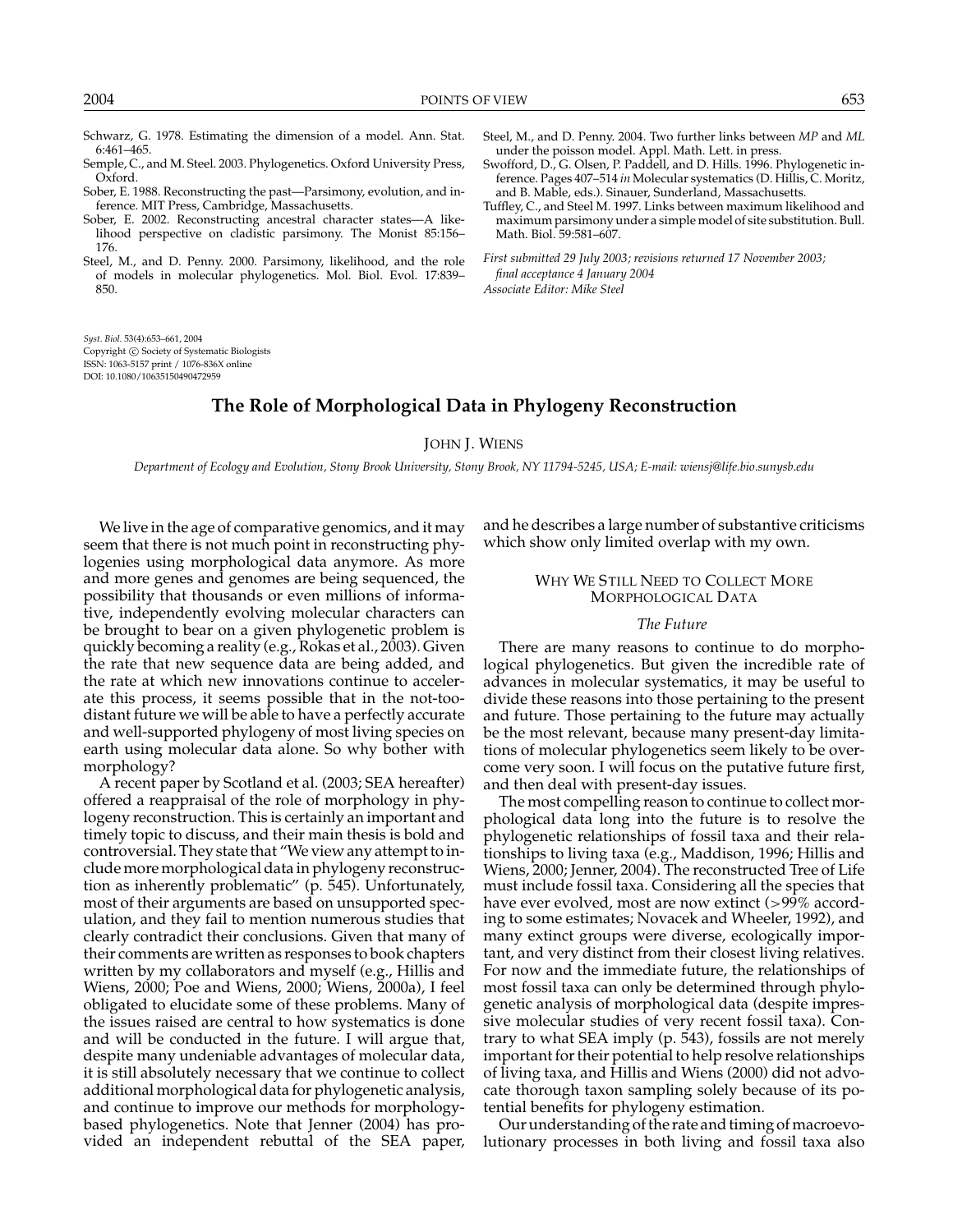Schwarz, G. 1978. Estimating the dimension of a model. Ann. Stat. 6:461–465.

Semple, C., and M. Steel. 2003. Phylogenetics. Oxford University Press, Oxford.

Sober, E. 1988. Reconstructing the past—Parsimony, evolution, and inference. MIT Press, Cambridge, Massachusetts.

Sober, E. 2002. Reconstructing ancestral character states—A likelihood perspective on cladistic parsimony. The Monist 85:156–176.

Steel, M., and D. Penny. 2000. Parsimony, likelihood, and the role of models in molecular phylogenetics. Mol. Biol. Evol. 17:839–850.

Steel, M., and D. Penny. 2004. Two further links between *MP* and *ML* under the poisson model. Appl. Math. Lett. in press.

Swofford, D., G. Olsen, P. Paddell, and D. Hills. 1996. Phylogenetic inference. Pages 407–514 *in* Molecular systematics (D. Hillis, C. Moritz, and B. Mable, eds.). Sinauer, Sunderland, Massachusetts.

Tuffley, C., and Steel M. 1997. Links between maximum likelihood and maximum parsimony under a simple model of site substitution. Bull. Math. Biol. 59:581–607.

*First submitted 29 July 2003; revisions returned 17 November 2003; final acceptance 4 January 2004*
*Associate Editor: Mike Steel*

*Syst. Biol.* 53(4):653–661, 2004
Copyright © Society of Systematic Biologists
ISSN: 1063-5157 print / 1076-836X online
DOI: 10.1080/10635150490472959

# The Role of Morphological Data in Phylogeny Reconstruction

JOHN J. WIENS

*Department of Ecology and Evolution, Stony Brook University, Stony Brook, NY 11794-5245, USA; E-mail: wiensj@life.bio.sunysb.edu*

We live in the age of comparative genomics, and it may seem that there is not much point in reconstructing phylogenies using morphological data anymore. As more and more genes and genomes are being sequenced, the possibility that thousands or even millions of informative, independently evolving molecular characters can be brought to bear on a given phylogenetic problem is quickly becoming a reality (e.g., Rokas et al., 2003). Given the rate that new sequence data are being added, and the rate at which new innovations continue to accelerate this process, it seems possible that in the not-too-distant future we will be able to have a perfectly accurate and well-supported phylogeny of most living species on earth using molecular data alone. So why bother with morphology?

A recent paper by Scotland et al. (2003; SEA hereafter) offered a reappraisal of the role of morphology in phylogeny reconstruction. This is certainly an important and timely topic to discuss, and their main thesis is bold and controversial. They state that "We view any attempt to include more morphological data in phylogeny reconstruction as inherently problematic" (p. 545). Unfortunately, most of their arguments are based on unsupported speculation, and they fail to mention numerous studies that clearly contradict their conclusions. Given that many of their comments are written as responses to book chapters written by my collaborators and myself (e.g., Hillis and Wiens, 2000; Poe and Wiens, 2000; Wiens, 2000a), I feel obligated to elucidate some of these problems. Many of the issues raised are central to how systematics is done and will be conducted in the future. I will argue that, despite many undeniable advantages of molecular data, it is still absolutely necessary that we continue to collect additional morphological data for phylogenetic analysis, and continue to improve our methods for morphology-based phylogenetics. Note that Jenner (2004) has provided an independent rebuttal of the SEA paper, and he describes a large number of substantive criticisms which show only limited overlap with my own.

## WHY WE STILL NEED TO COLLECT MORE MORPHOLOGICAL DATA

### *The Future*

There are many reasons to continue to do morphological phylogenetics. But given the incredible rate of advances in molecular systematics, it may be useful to divide these reasons into those pertaining to the present and future. Those pertaining to the future may actually be the most relevant, because many present-day limitations of molecular phylogenetics seem likely to be overcome very soon. I will focus on the putative future first, and then deal with present-day issues.

The most compelling reason to continue to collect morphological data long into the future is to resolve the phylogenetic relationships of fossil taxa and their relationships to living taxa (e.g., Maddison, 1996; Hillis and Wiens, 2000; Jenner, 2004). The reconstructed Tree of Life must include fossil taxa. Considering all the species that have ever evolved, most are now extinct (>99% according to some estimates; Novacek and Wheeler, 1992), and many extinct groups were diverse, ecologically important, and very distinct from their closest living relatives. For now and the immediate future, the relationships of most fossil taxa can only be determined through phylogenetic analysis of morphological data (despite impressive molecular studies of very recent fossil taxa). Contrary to what SEA imply (p. 543), fossils are not merely important for their potential to help resolve relationships of living taxa, and Hillis and Wiens (2000) did not advocate thorough taxon sampling solely because of its potential benefits for phylogeny estimation.

Our understanding of the rate and timing of macroevolutionary processes in both living and fossil taxa also